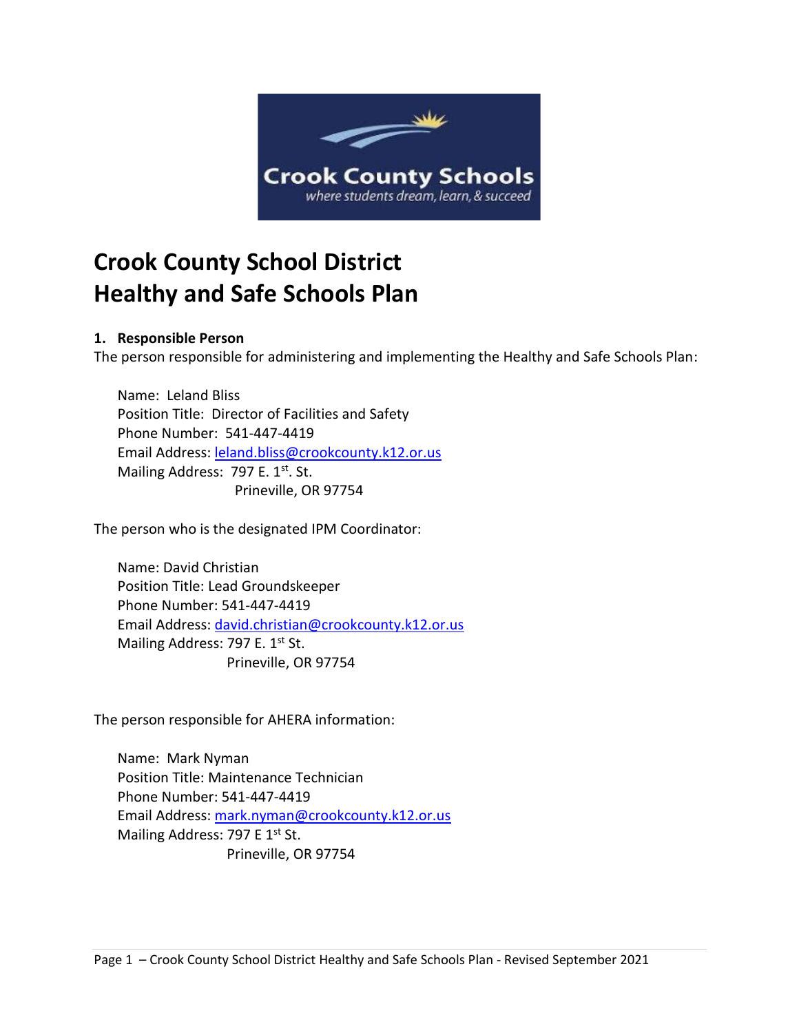# Crook County School District
# Healthy and Safe Schools Plan

## 1. Responsible Person

The person responsible for administering and implementing the Healthy and Safe Schools Plan:

Name: Leland Bliss
Position Title: Director of Facilities and Safety
Phone Number: 541-447-4419
Email Address: leland.bliss@crookcounty.k12.or.us
Mailing Address: 797 E. 1st. St.
Prineville, OR 97754

The person who is the designated IPM Coordinator:

Name: David Christian
Position Title: Lead Groundskeeper
Phone Number: 541-447-4419
Email Address: david.christian@crookcounty.k12.or.us
Mailing Address: 797 E. 1st St.
Prineville, OR 97754

The person responsible for AHERA information:

Name: Mark Nyman
Position Title: Maintenance Technician
Phone Number: 541-447-4419
Email Address: mark.nyman@crookcounty.k12.or.us
Mailing Address: 797 E 1st St.
Prineville, OR 97754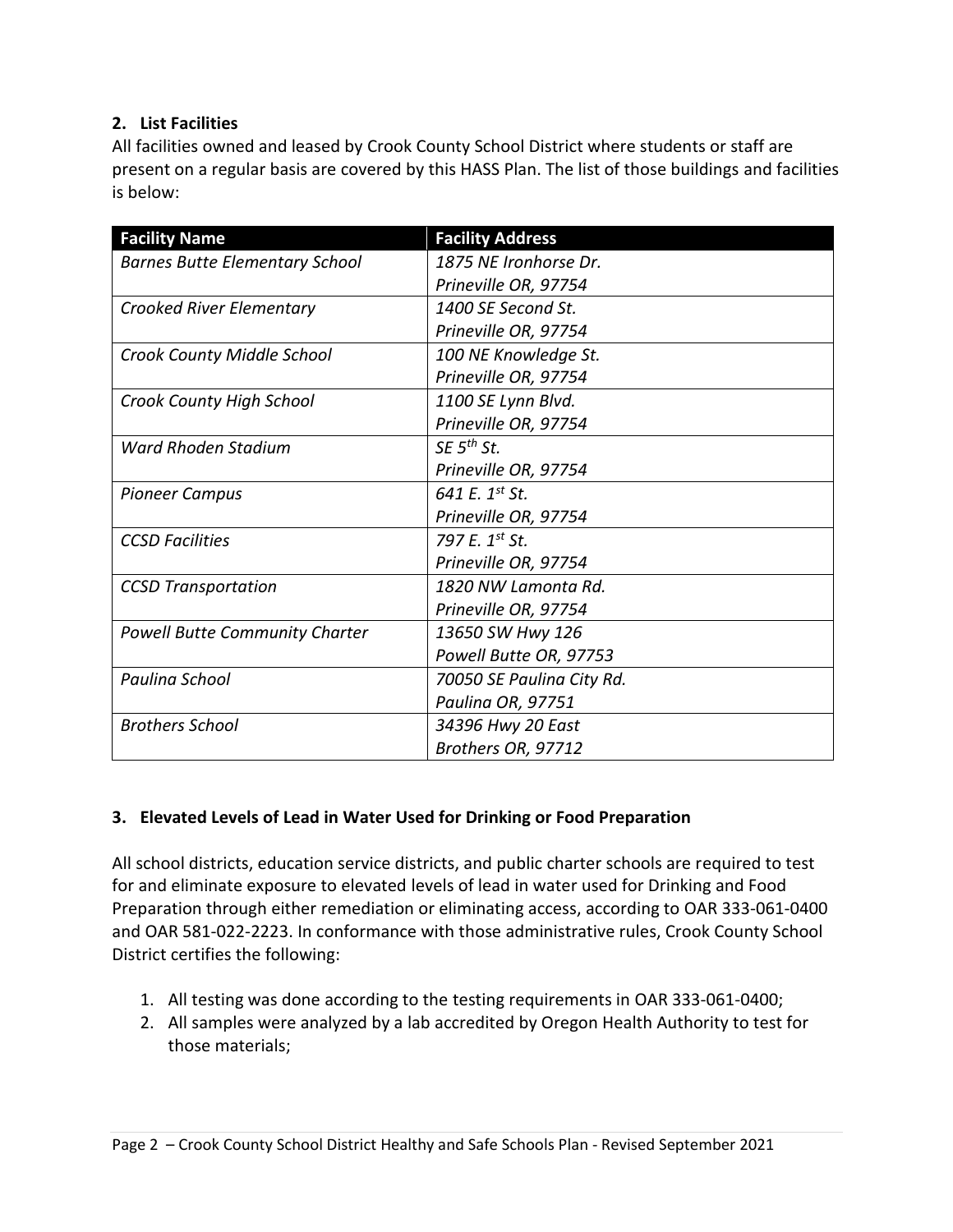## 2. List Facilities

All facilities owned and leased by Crook County School District where students or staff are present on a regular basis are covered by this HASS Plan. The list of those buildings and facilities is below:

| Facility Name | Facility Address |
|---|---|
| *Barnes Butte Elementary School* | *1875 NE Ironhorse Dr.<br>Prineville OR, 97754* |
| *Crooked River Elementary* | *1400 SE Second St.<br>Prineville OR, 97754* |
| *Crook County Middle School* | *100 NE Knowledge St.<br>Prineville OR, 97754* |
| *Crook County High School* | *1100 SE Lynn Blvd.<br>Prineville OR, 97754* |
| *Ward Rhoden Stadium* | *SE 5th St.<br>Prineville OR, 97754* |
| *Pioneer Campus* | *641 E. 1st St.<br>Prineville OR, 97754* |
| *CCSD Facilities* | *797 E. 1st St.<br>Prineville OR, 97754* |
| *CCSD Transportation* | *1820 NW Lamonta Rd.<br>Prineville OR, 97754* |
| *Powell Butte Community Charter* | *13650 SW Hwy 126<br>Powell Butte OR, 97753* |
| *Paulina School* | *70050 SE Paulina City Rd.<br>Paulina OR, 97751* |
| *Brothers School* | *34396 Hwy 20 East<br>Brothers OR, 97712* |

## 3. Elevated Levels of Lead in Water Used for Drinking or Food Preparation

All school districts, education service districts, and public charter schools are required to test for and eliminate exposure to elevated levels of lead in water used for Drinking and Food Preparation through either remediation or eliminating access, according to OAR 333-061-0400 and OAR 581-022-2223. In conformance with those administrative rules, Crook County School District certifies the following:

1. All testing was done according to the testing requirements in OAR 333-061-0400;
2. All samples were analyzed by a lab accredited by Oregon Health Authority to test for those materials;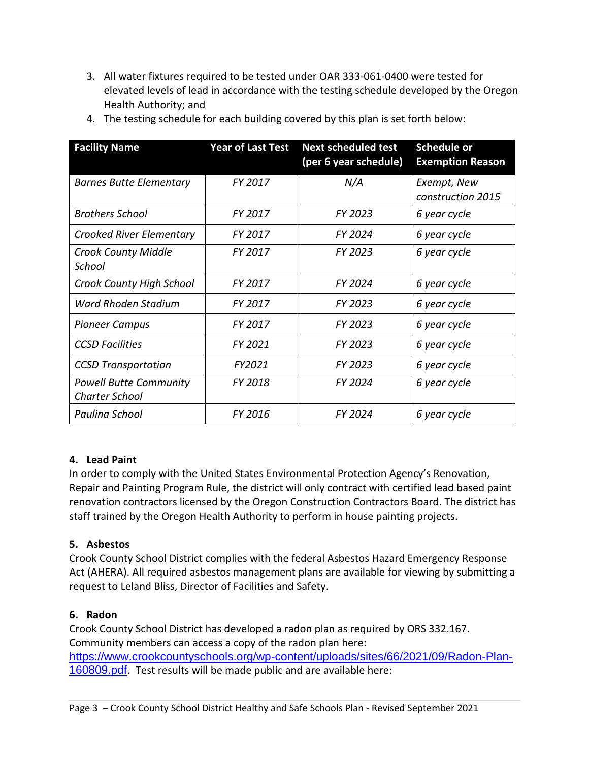3. All water fixtures required to be tested under OAR 333-061-0400 were tested for elevated levels of lead in accordance with the testing schedule developed by the Oregon Health Authority; and
4. The testing schedule for each building covered by this plan is set forth below:

| Facility Name | Year of Last Test | Next scheduled test (per 6 year schedule) | Schedule or Exemption Reason |
|---|---|---|---|
| *Barnes Butte Elementary* | *FY 2017* | *N/A* | *Exempt, New construction 2015* |
| *Brothers School* | *FY 2017* | *FY 2023* | *6 year cycle* |
| *Crooked River Elementary* | *FY 2017* | *FY 2024* | *6 year cycle* |
| *Crook County Middle School* | *FY 2017* | *FY 2023* | *6 year cycle* |
| *Crook County High School* | *FY 2017* | *FY 2024* | *6 year cycle* |
| *Ward Rhoden Stadium* | *FY 2017* | *FY 2023* | *6 year cycle* |
| *Pioneer Campus* | *FY 2017* | *FY 2023* | *6 year cycle* |
| *CCSD Facilities* | *FY 2021* | *FY 2023* | *6 year cycle* |
| *CCSD Transportation* | *FY2021* | *FY 2023* | *6 year cycle* |
| *Powell Butte Community Charter School* | *FY 2018* | *FY 2024* | *6 year cycle* |
| *Paulina School* | *FY 2016* | *FY 2024* | *6 year cycle* |

### 4. Lead Paint

In order to comply with the United States Environmental Protection Agency's Renovation, Repair and Painting Program Rule, the district will only contract with certified lead based paint renovation contractors licensed by the Oregon Construction Contractors Board. The district has staff trained by the Oregon Health Authority to perform in house painting projects.

### 5. Asbestos

Crook County School District complies with the federal Asbestos Hazard Emergency Response Act (AHERA). All required asbestos management plans are available for viewing by submitting a request to Leland Bliss, Director of Facilities and Safety.

### 6. Radon

Crook County School District has developed a radon plan as required by ORS 332.167. Community members can access a copy of the radon plan here: https://www.crookcountyschools.org/wp-content/uploads/sites/66/2021/09/Radon-Plan-160809.pdf. Test results will be made public and are available here: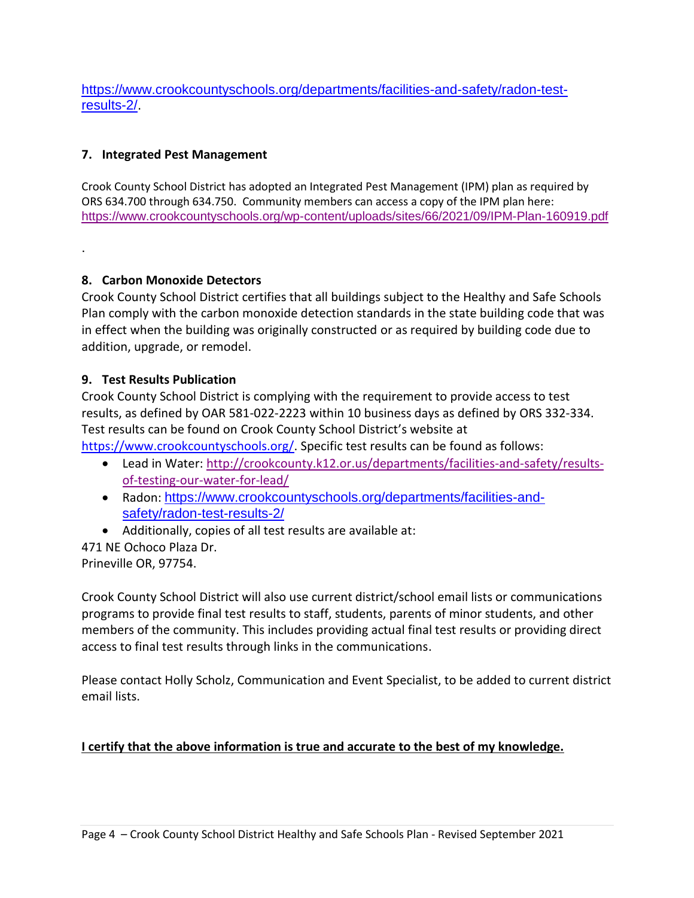https://www.crookcountyschools.org/departments/facilities-and-safety/radon-test-results-2/.

### 7. Integrated Pest Management

Crook County School District has adopted an Integrated Pest Management (IPM) plan as required by ORS 634.700 through 634.750. Community members can access a copy of the IPM plan here: https://www.crookcountyschools.org/wp-content/uploads/sites/66/2021/09/IPM-Plan-160919.pdf

.

### 8. Carbon Monoxide Detectors

Crook County School District certifies that all buildings subject to the Healthy and Safe Schools Plan comply with the carbon monoxide detection standards in the state building code that was in effect when the building was originally constructed or as required by building code due to addition, upgrade, or remodel.

### 9. Test Results Publication

Crook County School District is complying with the requirement to provide access to test results, as defined by OAR 581-022-2223 within 10 business days as defined by ORS 332-334. Test results can be found on Crook County School District's website at https://www.crookcountyschools.org/. Specific test results can be found as follows:

- Lead in Water: http://crookcounty.k12.or.us/departments/facilities-and-safety/results-of-testing-our-water-for-lead/
- Radon: https://www.crookcountyschools.org/departments/facilities-and-safety/radon-test-results-2/
- Additionally, copies of all test results are available at:

471 NE Ochoco Plaza Dr.
Prineville OR, 97754.

Crook County School District will also use current district/school email lists or communications programs to provide final test results to staff, students, parents of minor students, and other members of the community. This includes providing actual final test results or providing direct access to final test results through links in the communications.

Please contact Holly Scholz, Communication and Event Specialist, to be added to current district email lists.

**I certify that the above information is true and accurate to the best of my knowledge.**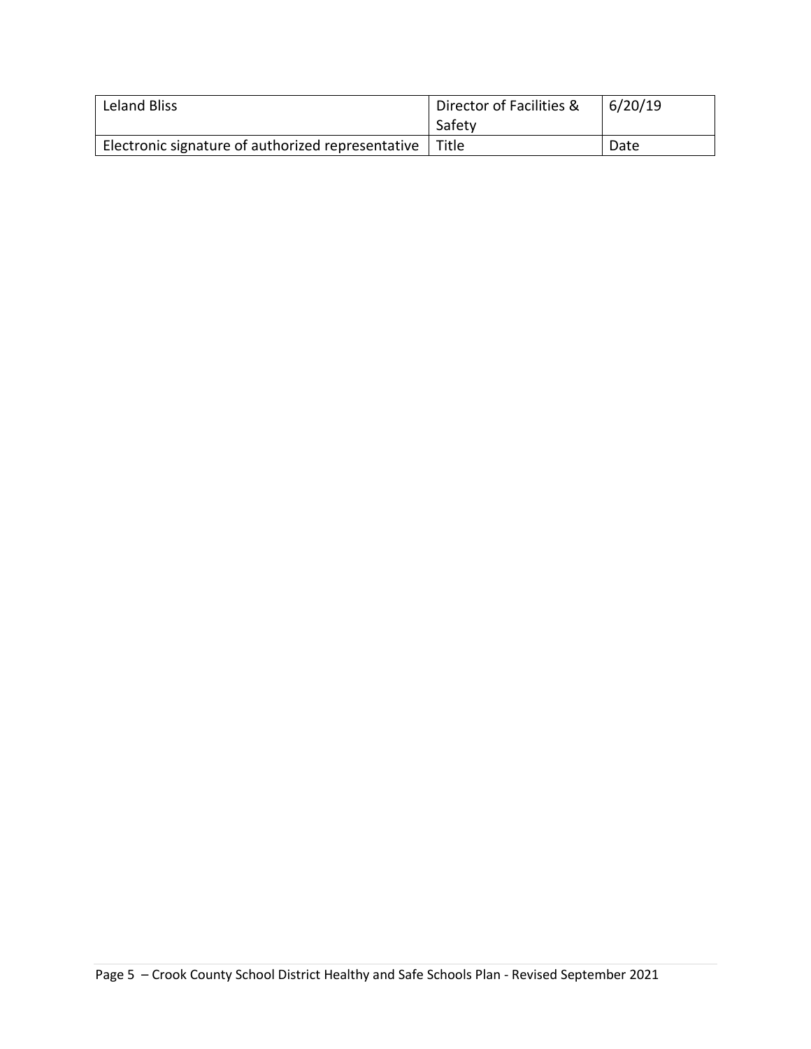| | | |
|---|---|---|
| Leland Bliss | Director of Facilities & Safety | 6/20/19 |
| Electronic signature of authorized representative | Title | Date |